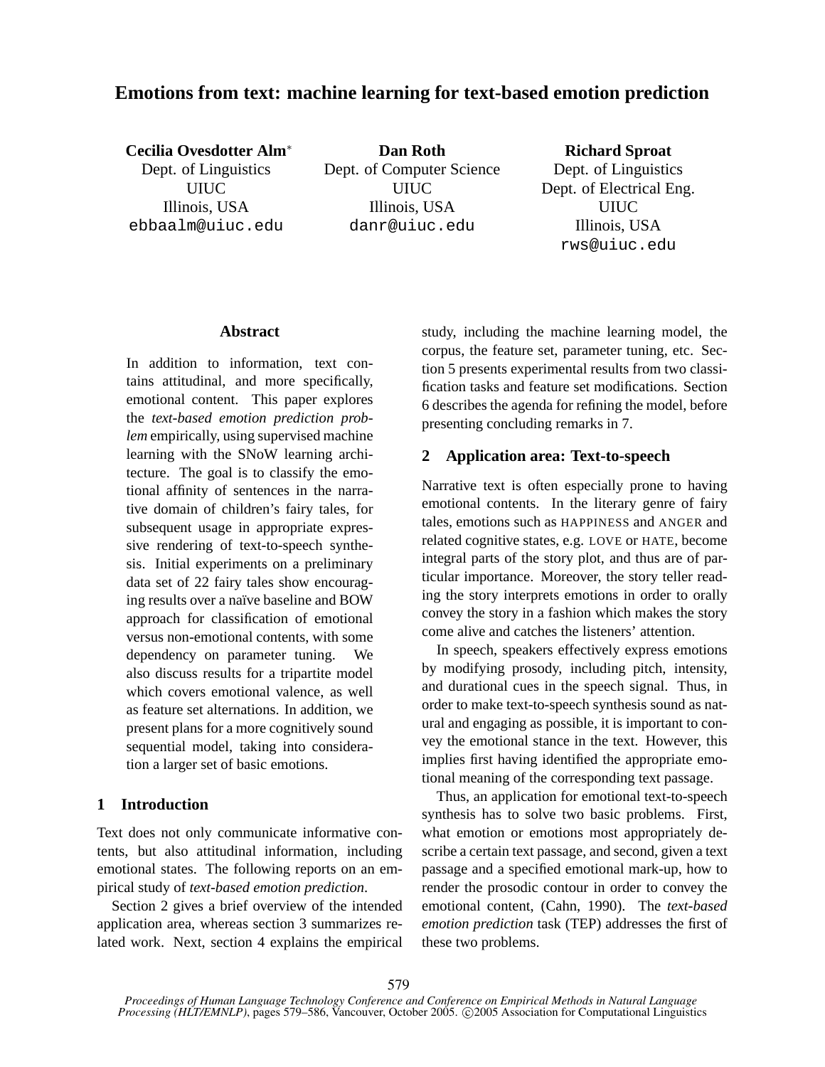# Emotions from text: machine learning for text-based emotion prediction

**Cecilia Ovesdotter Alm***
Dept. of Linguistics
UIUC
Illinois, USA
ebbaalm@uiuc.edu

**Dan Roth**
Dept. of Computer Science
UIUC
Illinois, USA
danr@uiuc.edu

**Richard Sproat**
Dept. of Linguistics
Dept. of Electrical Eng.
UIUC
Illinois, USA
rws@uiuc.edu

## Abstract

In addition to information, text contains attitudinal, and more specifically, emotional content. This paper explores the *text-based emotion prediction problem* empirically, using supervised machine learning with the SNoW learning architecture. The goal is to classify the emotional affinity of sentences in the narrative domain of children's fairy tales, for subsequent usage in appropriate expressive rendering of text-to-speech synthesis. Initial experiments on a preliminary data set of 22 fairy tales show encouraging results over a naïve baseline and BOW approach for classification of emotional versus non-emotional contents, with some dependency on parameter tuning. We also discuss results for a tripartite model which covers emotional valence, as well as feature set alternations. In addition, we present plans for a more cognitively sound sequential model, taking into consideration a larger set of basic emotions.

## 1 Introduction

Text does not only communicate informative contents, but also attitudinal information, including emotional states. The following reports on an empirical study of *text-based emotion prediction*.

Section 2 gives a brief overview of the intended application area, whereas section 3 summarizes related work. Next, section 4 explains the empirical study, including the machine learning model, the corpus, the feature set, parameter tuning, etc. Section 5 presents experimental results from two classification tasks and feature set modifications. Section 6 describes the agenda for refining the model, before presenting concluding remarks in 7.

## 2 Application area: Text-to-speech

Narrative text is often especially prone to having emotional contents. In the literary genre of fairy tales, emotions such as HAPPINESS and ANGER and related cognitive states, e.g. LOVE or HATE, become integral parts of the story plot, and thus are of particular importance. Moreover, the story teller reading the story interprets emotions in order to orally convey the story in a fashion which makes the story come alive and catches the listeners' attention.

In speech, speakers effectively express emotions by modifying prosody, including pitch, intensity, and durational cues in the speech signal. Thus, in order to make text-to-speech synthesis sound as natural and engaging as possible, it is important to convey the emotional stance in the text. However, this implies first having identified the appropriate emotional meaning of the corresponding text passage.

Thus, an application for emotional text-to-speech synthesis has to solve two basic problems. First, what emotion or emotions most appropriately describe a certain text passage, and second, given a text passage and a specified emotional mark-up, how to render the prosodic contour in order to convey the emotional content, (Cahn, 1990). The *text-based emotion prediction* task (TEP) addresses the first of these two problems.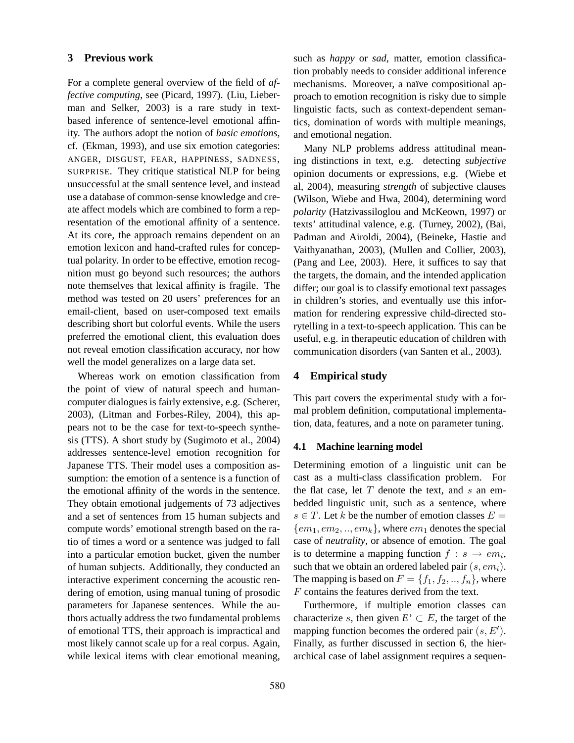## 3 Previous work

For a complete general overview of the field of *affective computing*, see (Picard, 1997). (Liu, Lieberman and Selker, 2003) is a rare study in text-based inference of sentence-level emotional affinity. The authors adopt the notion of *basic emotions*, cf. (Ekman, 1993), and use six emotion categories: ANGER, DISGUST, FEAR, HAPPINESS, SADNESS, SURPRISE. They critique statistical NLP for being unsuccessful at the small sentence level, and instead use a database of common-sense knowledge and create affect models which are combined to form a representation of the emotional affinity of a sentence. At its core, the approach remains dependent on an emotion lexicon and hand-crafted rules for conceptual polarity. In order to be effective, emotion recognition must go beyond such resources; the authors note themselves that lexical affinity is fragile. The method was tested on 20 users' preferences for an email-client, based on user-composed text emails describing short but colorful events. While the users preferred the emotional client, this evaluation does not reveal emotion classification accuracy, nor how well the model generalizes on a large data set.

Whereas work on emotion classification from the point of view of natural speech and human-computer dialogues is fairly extensive, e.g. (Scherer, 2003), (Litman and Forbes-Riley, 2004), this appears not to be the case for text-to-speech synthesis (TTS). A short study by (Sugimoto et al., 2004) addresses sentence-level emotion recognition for Japanese TTS. Their model uses a composition assumption: the emotion of a sentence is a function of the emotional affinity of the words in the sentence. They obtain emotional judgements of 73 adjectives and a set of sentences from 15 human subjects and compute words' emotional strength based on the ratio of times a word or a sentence was judged to fall into a particular emotion bucket, given the number of human subjects. Additionally, they conducted an interactive experiment concerning the acoustic rendering of emotion, using manual tuning of prosodic parameters for Japanese sentences. While the authors actually address the two fundamental problems of emotional TTS, their approach is impractical and most likely cannot scale up for a real corpus. Again, while lexical items with clear emotional meaning, such as *happy* or *sad*, matter, emotion classification probably needs to consider additional inference mechanisms. Moreover, a naïve compositional approach to emotion recognition is risky due to simple linguistic facts, such as context-dependent semantics, domination of words with multiple meanings, and emotional negation.

Many NLP problems address attitudinal meaning distinctions in text, e.g. detecting *subjective* opinion documents or expressions, e.g. (Wiebe et al, 2004), measuring *strength* of subjective clauses (Wilson, Wiebe and Hwa, 2004), determining word *polarity* (Hatzivassiloglou and McKeown, 1997) or texts' attitudinal valence, e.g. (Turney, 2002), (Bai, Padman and Airoldi, 2004), (Beineke, Hastie and Vaithyanathan, 2003), (Mullen and Collier, 2003), (Pang and Lee, 2003). Here, it suffices to say that the targets, the domain, and the intended application differ; our goal is to classify emotional text passages in children's stories, and eventually use this information for rendering expressive child-directed storytelling in a text-to-speech application. This can be useful, e.g. in therapeutic education of children with communication disorders (van Santen et al., 2003).

## 4 Empirical study

This part covers the experimental study with a formal problem definition, computational implementation, data, features, and a note on parameter tuning.

### 4.1 Machine learning model

Determining emotion of a linguistic unit can be cast as a multi-class classification problem. For the flat case, let $T$ denote the text, and $s$ an embedded linguistic unit, such as a sentence, where $s \in T$. Let $k$ be the number of emotion classes $E = \{em_1, em_2, .., em_k\}$, where $em_1$ denotes the special case of *neutrality*, or absence of emotion. The goal is to determine a mapping function $f : s \rightarrow em_i$, such that we obtain an ordered labeled pair $(s, em_i)$. The mapping is based on $F = \{f_1, f_2, .., f_n\}$, where $F$ contains the features derived from the text.

Furthermore, if multiple emotion classes can characterize $s$, then given $E' \subset E$, the target of the mapping function becomes the ordered pair $(s, E')$. Finally, as further discussed in section 6, the hierarchical case of label assignment requires a sequen-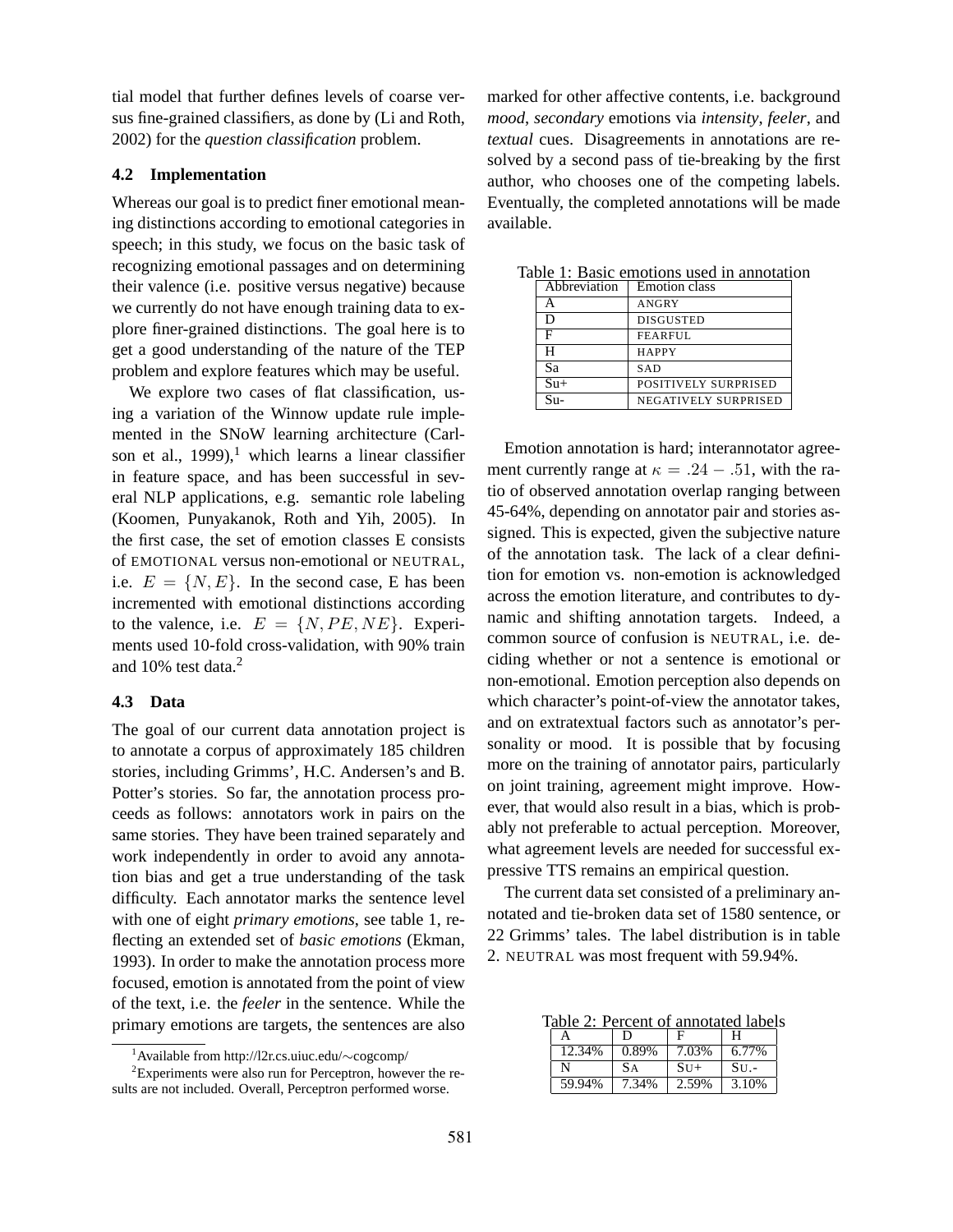tial model that further defines levels of coarse versus fine-grained classifiers, as done by (Li and Roth, 2002) for the *question classification* problem.

### 4.2 Implementation

Whereas our goal is to predict finer emotional meaning distinctions according to emotional categories in speech; in this study, we focus on the basic task of recognizing emotional passages and on determining their valence (i.e. positive versus negative) because we currently do not have enough training data to explore finer-grained distinctions. The goal here is to get a good understanding of the nature of the TEP problem and explore features which may be useful.

We explore two cases of flat classification, using a variation of the Winnow update rule implemented in the SNoW learning architecture (Carlson et al., 1999),[1] which learns a linear classifier in feature space, and has been successful in several NLP applications, e.g. semantic role labeling (Koomen, Punyakanok, Roth and Yih, 2005). In the first case, the set of emotion classes E consists of EMOTIONAL versus non-emotional or NEUTRAL, i.e. $E = \{N, E\}$. In the second case, E has been incremented with emotional distinctions according to the valence, i.e. $E = \{N, PE, NE\}$. Experiments used 10-fold cross-validation, with 90% train and 10% test data.[2]

### 4.3 Data

The goal of our current data annotation project is to annotate a corpus of approximately 185 children stories, including Grimms', H.C. Andersen's and B. Potter's stories. So far, the annotation process proceeds as follows: annotators work in pairs on the same stories. They have been trained separately and work independently in order to avoid any annotation bias and get a true understanding of the task difficulty. Each annotator marks the sentence level with one of eight *primary emotions*, see table 1, reflecting an extended set of *basic emotions* (Ekman, 1993). In order to make the annotation process more focused, emotion is annotated from the point of view of the text, i.e. the *feeler* in the sentence. While the primary emotions are targets, the sentences are also marked for other affective contents, i.e. background *mood*, *secondary* emotions via *intensity*, *feeler*, and *textual* cues. Disagreements in annotations are resolved by a second pass of tie-breaking by the first author, who chooses one of the competing labels. Eventually, the completed annotations will be made available.

Table 1: Basic emotions used in annotation

| Abbreviation | Emotion class |
|---|---|
| A | ANGRY |
| D | DISGUSTED |
| F | FEARFUL |
| H | HAPPY |
| Sa | SAD |
| Su+ | POSITIVELY SURPRISED |
| Su- | NEGATIVELY SURPRISED |

Emotion annotation is hard; interannotator agreement currently range at $\kappa = .24 - .51$, with the ratio of observed annotation overlap ranging between 45-64%, depending on annotator pair and stories assigned. This is expected, given the subjective nature of the annotation task. The lack of a clear definition for emotion vs. non-emotion is acknowledged across the emotion literature, and contributes to dynamic and shifting annotation targets. Indeed, a common source of confusion is NEUTRAL, i.e. deciding whether or not a sentence is emotional or non-emotional. Emotion perception also depends on which character's point-of-view the annotator takes, and on extratextual factors such as annotator's personality or mood. It is possible that by focusing more on the training of annotator pairs, particularly on joint training, agreement might improve. However, that would also result in a bias, which is probably not preferable to actual perception. Moreover, what agreement levels are needed for successful expressive TTS remains an empirical question.

The current data set consisted of a preliminary annotated and tie-broken data set of 1580 sentence, or 22 Grimms' tales. The label distribution is in table 2. NEUTRAL was most frequent with 59.94%.

Table 2: Percent of annotated labels

| A | D | F | H |
|---|---|---|---|
| 12.34% | 0.89% | 7.03% | 6.77% |
| N | SA | SU+ | SU.- |
| 59.94% | 7.34% | 2.59% | 3.10% |

[1] Available from http://l2r.cs.uiuc.edu/∼cogcomp/

[2] Experiments were also run for Perceptron, however the results are not included. Overall, Perceptron performed worse.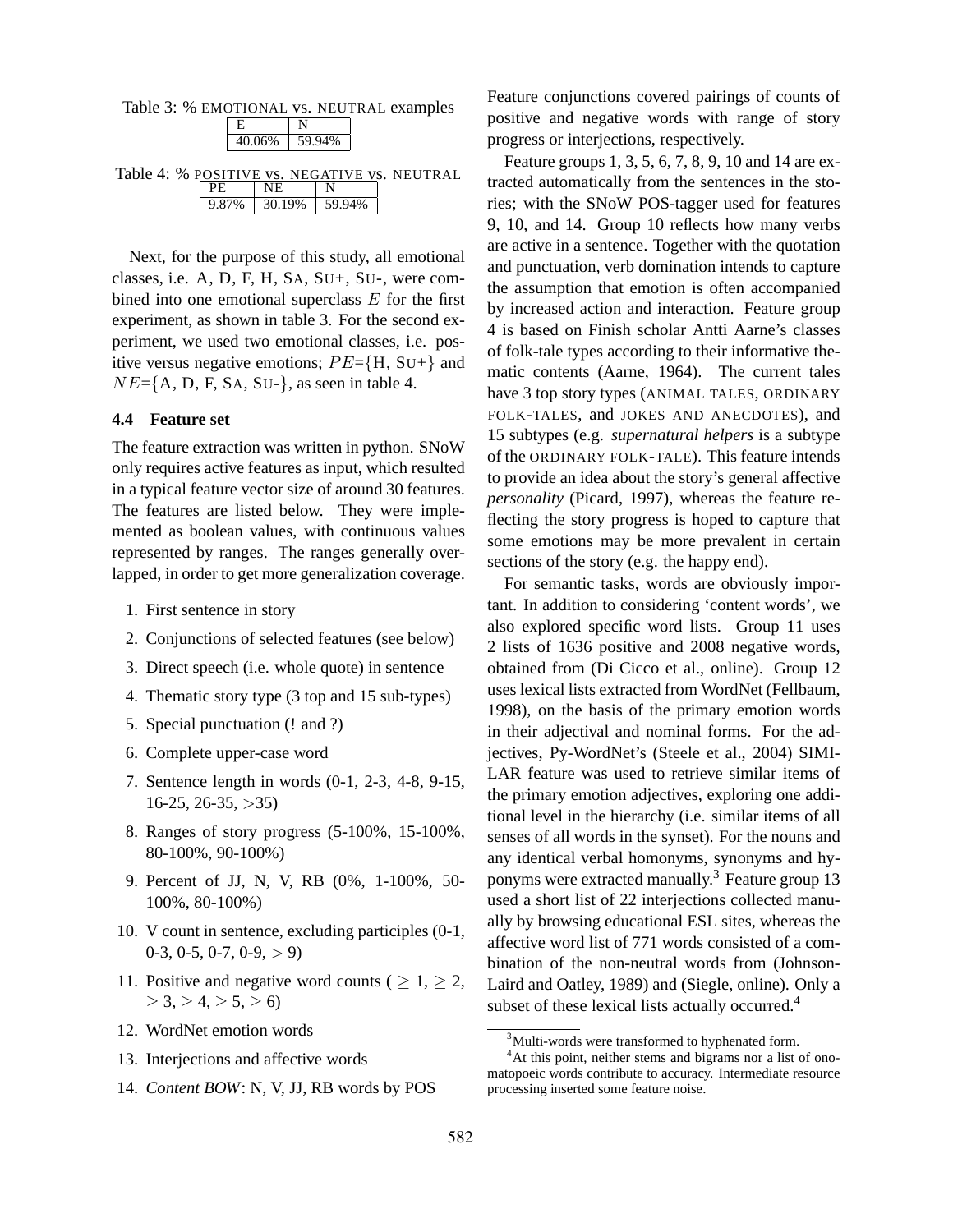Table 3: % EMOTIONAL vs. NEUTRAL examples

| E | N |
|---|---|
| 40.06% | 59.94% |

Table 4: % POSITIVE vs. NEGATIVE vs. NEUTRAL

| PE | NE | N |
|---|---|---|
| 9.87% | 30.19% | 59.94% |

Next, for the purpose of this study, all emotional classes, i.e. A, D, F, H, SA, SU+, SU-, were combined into one emotional superclass $E$ for the first experiment, as shown in table 3. For the second experiment, we used two emotional classes, i.e. positive versus negative emotions; $PE$={H, SU+} and $NE$={A, D, F, SA, SU-}, as seen in table 4.

### 4.4 Feature set

The feature extraction was written in python. SNoW only requires active features as input, which resulted in a typical feature vector size of around 30 features. The features are listed below. They were implemented as boolean values, with continuous values represented by ranges. The ranges generally overlapped, in order to get more generalization coverage.

1. First sentence in story
2. Conjunctions of selected features (see below)
3. Direct speech (i.e. whole quote) in sentence
4. Thematic story type (3 top and 15 sub-types)
5. Special punctuation (! and ?)
6. Complete upper-case word
7. Sentence length in words (0-1, 2-3, 4-8, 9-15, 16-25, 26-35, >35)
8. Ranges of story progress (5-100%, 15-100%, 80-100%, 90-100%)
9. Percent of JJ, N, V, RB (0%, 1-100%, 50-100%, 80-100%)
10. V count in sentence, excluding participles (0-1, 0-3, 0-5, 0-7, 0-9, > 9)
11. Positive and negative word counts ( $\geq 1$, $\geq 2$, $\geq 3$, $\geq 4$, $\geq 5$, $\geq 6$)
12. WordNet emotion words
13. Interjections and affective words
14. *Content BOW*: N, V, JJ, RB words by POS

Feature conjunctions covered pairings of counts of positive and negative words with range of story progress or interjections, respectively.

Feature groups 1, 3, 5, 6, 7, 8, 9, 10 and 14 are extracted automatically from the sentences in the stories; with the SNoW POS-tagger used for features 9, 10, and 14. Group 10 reflects how many verbs are active in a sentence. Together with the quotation and punctuation, verb domination intends to capture the assumption that emotion is often accompanied by increased action and interaction. Feature group 4 is based on Finish scholar Antti Aarne's classes of folk-tale types according to their informative thematic contents (Aarne, 1964). The current tales have 3 top story types (ANIMAL TALES, ORDINARY FOLK-TALES, and JOKES AND ANECDOTES), and 15 subtypes (e.g. *supernatural helpers* is a subtype of the ORDINARY FOLK-TALE). This feature intends to provide an idea about the story's general affective *personality* (Picard, 1997), whereas the feature reflecting the story progress is hoped to capture that some emotions may be more prevalent in certain sections of the story (e.g. the happy end).

For semantic tasks, words are obviously important. In addition to considering 'content words', we also explored specific word lists. Group 11 uses 2 lists of 1636 positive and 2008 negative words, obtained from (Di Cicco et al., online). Group 12 uses lexical lists extracted from WordNet (Fellbaum, 1998), on the basis of the primary emotion words in their adjectival and nominal forms. For the adjectives, Py-WordNet's (Steele et al., 2004) SIMILAR feature was used to retrieve similar items of the primary emotion adjectives, exploring one additional level in the hierarchy (i.e. similar items of all senses of all words in the synset). For the nouns and any identical verbal homonyms, synonyms and hyponyms were extracted manually.[3] Feature group 13 used a short list of 22 interjections collected manually by browsing educational ESL sites, whereas the affective word list of 771 words consisted of a combination of the non-neutral words from (Johnson-Laird and Oatley, 1989) and (Siegle, online). Only a subset of these lexical lists actually occurred.[4]

[3] Multi-words were transformed to hyphenated form.

[4] At this point, neither stems and bigrams nor a list of onomatopoeic words contribute to accuracy. Intermediate resource processing inserted some feature noise.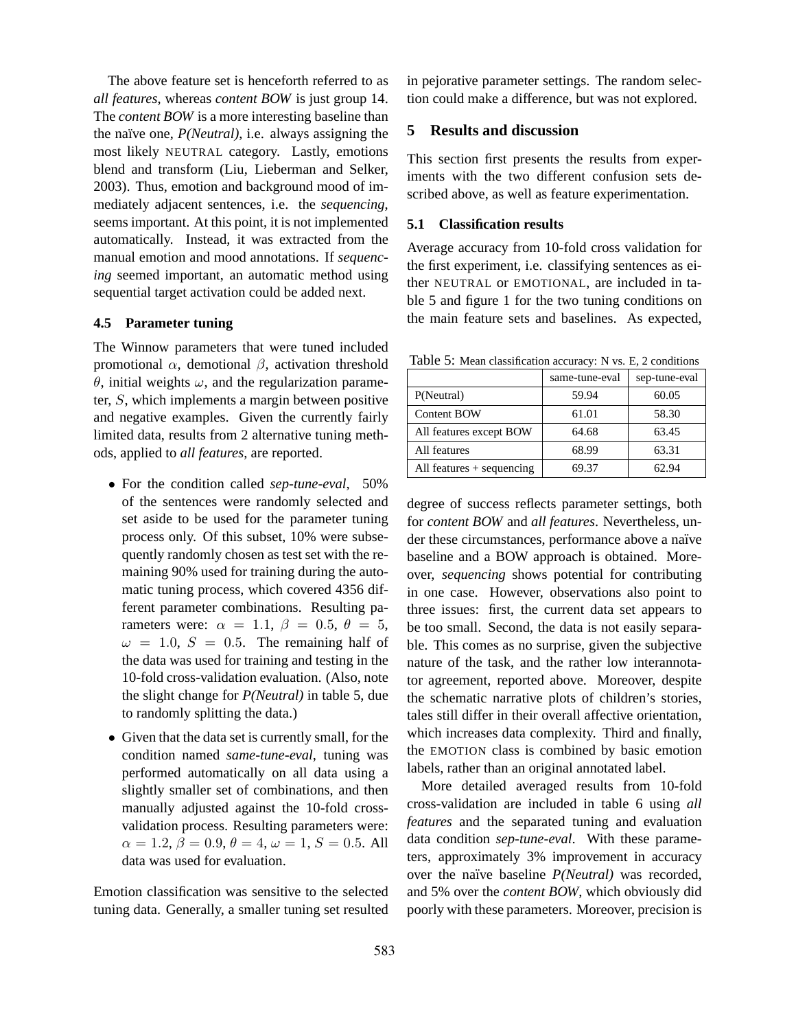The above feature set is henceforth referred to as *all features*, whereas *content BOW* is just group 14. The *content BOW* is a more interesting baseline than the naïve one, *P(Neutral)*, i.e. always assigning the most likely NEUTRAL category. Lastly, emotions blend and transform (Liu, Lieberman and Selker, 2003). Thus, emotion and background mood of immediately adjacent sentences, i.e. the *sequencing*, seems important. At this point, it is not implemented automatically. Instead, it was extracted from the manual emotion and mood annotations. If *sequencing* seemed important, an automatic method using sequential target activation could be added next.

### 4.5 Parameter tuning

The Winnow parameters that were tuned included promotional $\alpha$, demotional $\beta$, activation threshold $\theta$, initial weights $\omega$, and the regularization parameter, $S$, which implements a margin between positive and negative examples. Given the currently fairly limited data, results from 2 alternative tuning methods, applied to *all features*, are reported.

- For the condition called *sep-tune-eval*, 50% of the sentences were randomly selected and set aside to be used for the parameter tuning process only. Of this subset, 10% were subsequently randomly chosen as test set with the remaining 90% used for training during the automatic tuning process, which covered 4356 different parameter combinations. Resulting parameters were: $\alpha = 1.1$, $\beta = 0.5$, $\theta = 5$, $\omega = 1.0$, $S = 0.5$. The remaining half of the data was used for training and testing in the 10-fold cross-validation evaluation. (Also, note the slight change for *P(Neutral)* in table 5, due to randomly splitting the data.)
- Given that the data set is currently small, for the condition named *same-tune-eval*, tuning was performed automatically on all data using a slightly smaller set of combinations, and then manually adjusted against the 10-fold cross-validation process. Resulting parameters were: $\alpha = 1.2$, $\beta = 0.9$, $\theta = 4$, $\omega = 1$, $S = 0.5$. All data was used for evaluation.

Emotion classification was sensitive to the selected tuning data. Generally, a smaller tuning set resulted in pejorative parameter settings. The random selection could make a difference, but was not explored.

## 5 Results and discussion

This section first presents the results from experiments with the two different confusion sets described above, as well as feature experimentation.

### 5.1 Classification results

Average accuracy from 10-fold cross validation for the first experiment, i.e. classifying sentences as either NEUTRAL or EMOTIONAL, are included in table 5 and figure 1 for the two tuning conditions on the main feature sets and baselines. As expected,

Table 5: Mean classification accuracy: N vs. E, 2 conditions

| | same-tune-eval | sep-tune-eval |
|---|---|---|
| P(Neutral) | 59.94 | 60.05 |
| Content BOW | 61.01 | 58.30 |
| All features except BOW | 64.68 | 63.45 |
| All features | 68.99 | 63.31 |
| All features + sequencing | 69.37 | 62.94 |

degree of success reflects parameter settings, both for *content BOW* and *all features*. Nevertheless, under these circumstances, performance above a naïve baseline and a BOW approach is obtained. Moreover, *sequencing* shows potential for contributing in one case. However, observations also point to three issues: first, the current data set appears to be too small. Second, the data is not easily separable. This comes as no surprise, given the subjective nature of the task, and the rather low interannotator agreement, reported above. Moreover, despite the schematic narrative plots of children's stories, tales still differ in their overall affective orientation, which increases data complexity. Third and finally, the EMOTION class is combined by basic emotion labels, rather than an original annotated label.

More detailed averaged results from 10-fold cross-validation are included in table 6 using *all features* and the separated tuning and evaluation data condition *sep-tune-eval*. With these parameters, approximately 3% improvement in accuracy over the naïve baseline *P(Neutral)* was recorded, and 5% over the *content BOW*, which obviously did poorly with these parameters. Moreover, precision is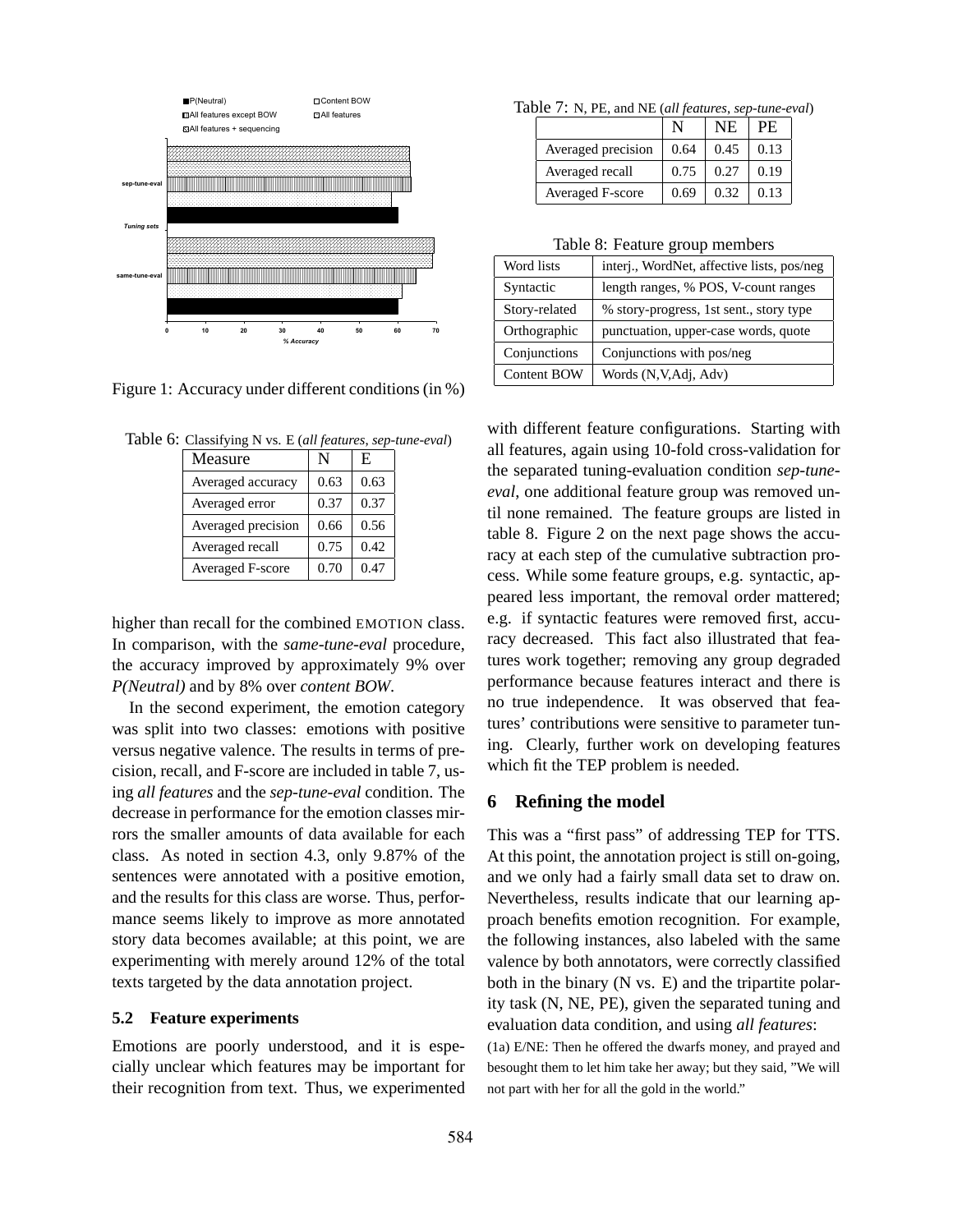Figure 1: Accuracy under different conditions (in %)

Table 6: Classifying N vs. E (*all features*, *sep-tune-eval*)

| Measure | N | E |
|---|---|---|
| Averaged accuracy | 0.63 | 0.63 |
| Averaged error | 0.37 | 0.37 |
| Averaged precision | 0.66 | 0.56 |
| Averaged recall | 0.75 | 0.42 |
| Averaged F-score | 0.70 | 0.47 |

higher than recall for the combined EMOTION class. In comparison, with the *same-tune-eval* procedure, the accuracy improved by approximately 9% over *P(Neutral)* and by 8% over *content BOW*.

In the second experiment, the emotion category was split into two classes: emotions with positive versus negative valence. The results in terms of precision, recall, and F-score are included in table 7, using *all features* and the *sep-tune-eval* condition. The decrease in performance for the emotion classes mirrors the smaller amounts of data available for each class. As noted in section 4.3, only 9.87% of the sentences were annotated with a positive emotion, and the results for this class are worse. Thus, performance seems likely to improve as more annotated story data becomes available; at this point, we are experimenting with merely around 12% of the total texts targeted by the data annotation project.

### 5.2 Feature experiments

Emotions are poorly understood, and it is especially unclear which features may be important for their recognition from text. Thus, we experimented with different feature configurations. Starting with all features, again using 10-fold cross-validation for the separated tuning-evaluation condition *sep-tune-eval*, one additional feature group was removed until none remained. The feature groups are listed in table 8. Figure 2 on the next page shows the accuracy at each step of the cumulative subtraction process. While some feature groups, e.g. syntactic, appeared less important, the removal order mattered; e.g. if syntactic features were removed first, accuracy decreased. This fact also illustrated that features work together; removing any group degraded performance because features interact and there is no true independence. It was observed that features' contributions were sensitive to parameter tuning. Clearly, further work on developing features which fit the TEP problem is needed.

Table 7: N, PE, and NE (*all features*, *sep-tune-eval*)

| | N | NE | PE |
|---|---|---|---|
| Averaged precision | 0.64 | 0.45 | 0.13 |
| Averaged recall | 0.75 | 0.27 | 0.19 |
| Averaged F-score | 0.69 | 0.32 | 0.13 |

Table 8: Feature group members

| | |
|---|---|
| Word lists | interj., WordNet, affective lists, pos/neg |
| Syntactic | length ranges, % POS, V-count ranges |
| Story-related | % story-progress, 1st sent., story type |
| Orthographic | punctuation, upper-case words, quote |
| Conjunctions | Conjunctions with pos/neg |
| Content BOW | Words (N,V,Adj, Adv) |

## 6 Refining the model

This was a "first pass" of addressing TEP for TTS. At this point, the annotation project is still on-going, and we only had a fairly small data set to draw on. Nevertheless, results indicate that our learning approach benefits emotion recognition. For example, the following instances, also labeled with the same valence by both annotators, were correctly classified both in the binary (N vs. E) and the tripartite polarity task (N, NE, PE), given the separated tuning and evaluation data condition, and using *all features*:

(1a) E/NE: Then he offered the dwarfs money, and prayed and besought them to let him take her away; but they said, "We will not part with her for all the gold in the world."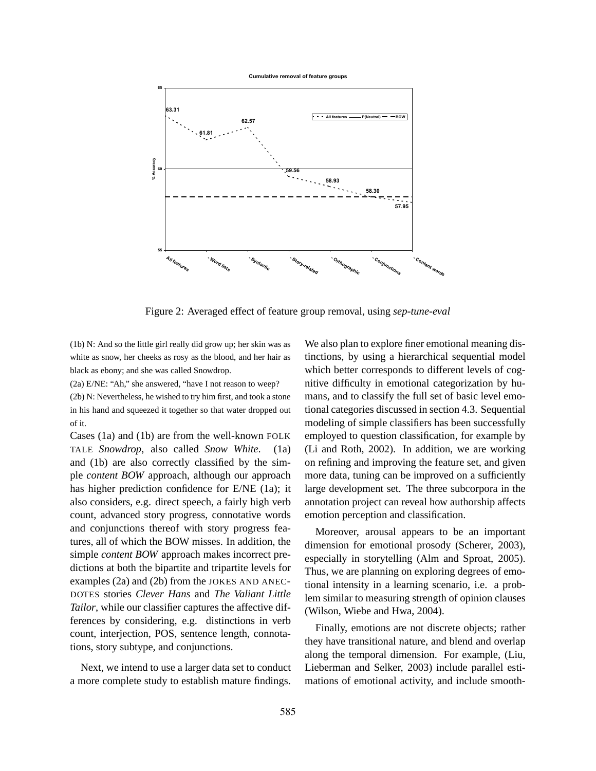Figure 2: Averaged effect of feature group removal, using *sep-tune-eval*

(1b) N: And so the little girl really did grow up; her skin was as white as snow, her cheeks as rosy as the blood, and her hair as black as ebony; and she was called Snowdrop.

(2a) E/NE: "Ah," she answered, "have I not reason to weep?

(2b) N: Nevertheless, he wished to try him first, and took a stone in his hand and squeezed it together so that water dropped out of it.

Cases (1a) and (1b) are from the well-known FOLK TALE *Snowdrop*, also called *Snow White*. (1a) and (1b) are also correctly classified by the simple *content BOW* approach, although our approach has higher prediction confidence for E/NE (1a); it also considers, e.g. direct speech, a fairly high verb count, advanced story progress, connotative words and conjunctions thereof with story progress features, all of which the BOW misses. In addition, the simple *content BOW* approach makes incorrect predictions at both the bipartite and tripartite levels for examples (2a) and (2b) from the JOKES AND ANECDOTES stories *Clever Hans* and *The Valiant Little Tailor*, while our classifier captures the affective differences by considering, e.g. distinctions in verb count, interjection, POS, sentence length, connotations, story subtype, and conjunctions.

Next, we intend to use a larger data set to conduct a more complete study to establish mature findings. We also plan to explore finer emotional meaning distinctions, by using a hierarchical sequential model which better corresponds to different levels of cognitive difficulty in emotional categorization by humans, and to classify the full set of basic level emotional categories discussed in section 4.3. Sequential modeling of simple classifiers has been successfully employed to question classification, for example by (Li and Roth, 2002). In addition, we are working on refining and improving the feature set, and given more data, tuning can be improved on a sufficiently large development set. The three subcorpora in the annotation project can reveal how authorship affects emotion perception and classification.

Moreover, arousal appears to be an important dimension for emotional prosody (Scherer, 2003), especially in storytelling (Alm and Sproat, 2005). Thus, we are planning on exploring degrees of emotional intensity in a learning scenario, i.e. a problem similar to measuring strength of opinion clauses (Wilson, Wiebe and Hwa, 2004).

Finally, emotions are not discrete objects; rather they have transitional nature, and blend and overlap along the temporal dimension. For example, (Liu, Lieberman and Selker, 2003) include parallel estimations of emotional activity, and include smooth-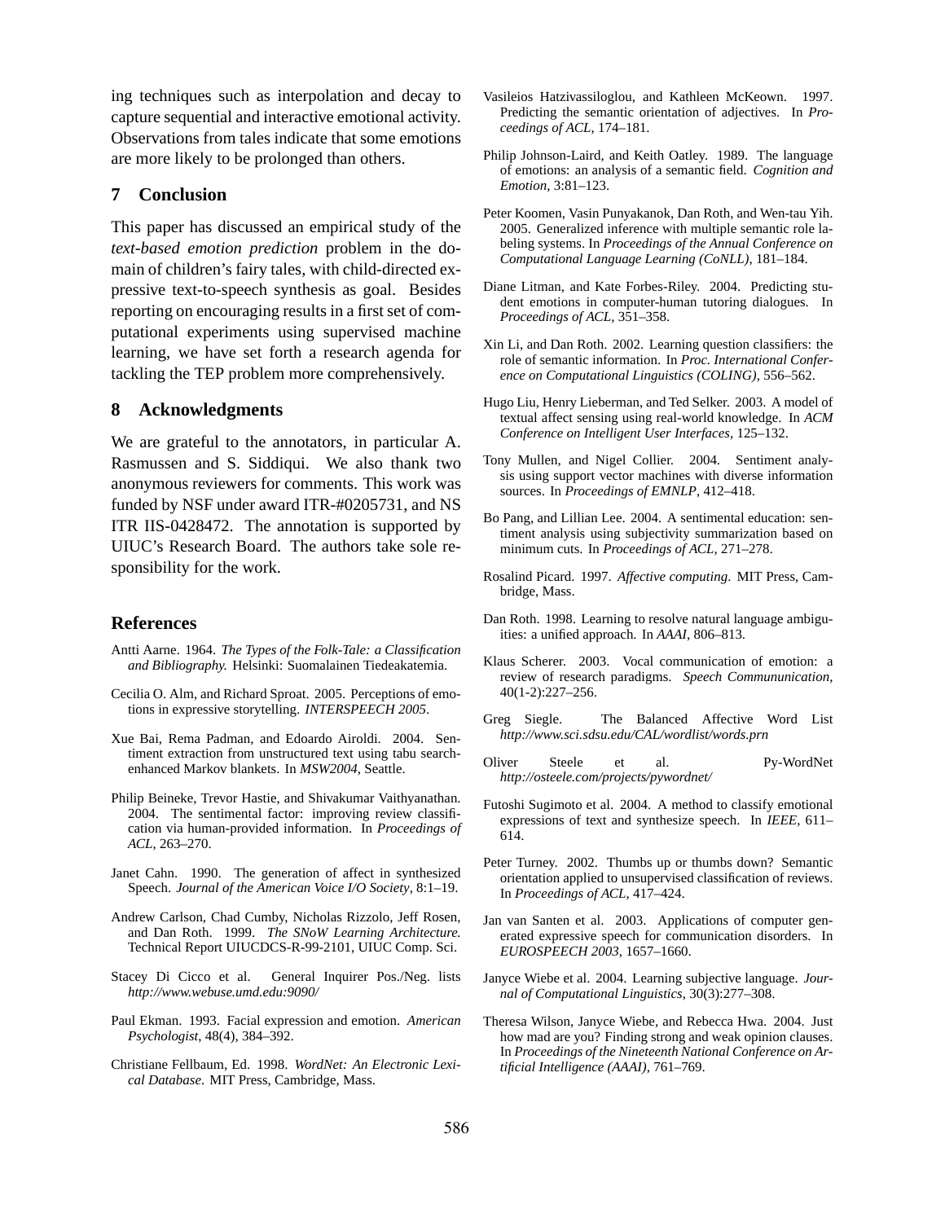ing techniques such as interpolation and decay to capture sequential and interactive emotional activity. Observations from tales indicate that some emotions are more likely to be prolonged than others.

## 7 Conclusion

This paper has discussed an empirical study of the *text-based emotion prediction* problem in the domain of children's fairy tales, with child-directed expressive text-to-speech synthesis as goal. Besides reporting on encouraging results in a first set of computational experiments using supervised machine learning, we have set forth a research agenda for tackling the TEP problem more comprehensively.

## 8 Acknowledgments

We are grateful to the annotators, in particular A. Rasmussen and S. Siddiqui. We also thank two anonymous reviewers for comments. This work was funded by NSF under award ITR-#0205731, and NS ITR IIS-0428472. The annotation is supported by UIUC's Research Board. The authors take sole responsibility for the work.

## References

Antti Aarne. 1964. *The Types of the Folk-Tale: a Classification and Bibliography.* Helsinki: Suomalainen Tiedeakatemia.

Cecilia O. Alm, and Richard Sproat. 2005. Perceptions of emotions in expressive storytelling. *INTERSPEECH 2005*.

Xue Bai, Rema Padman, and Edoardo Airoldi. 2004. Sentiment extraction from unstructured text using tabu search-enhanced Markov blankets. In *MSW2004*, Seattle.

Philip Beineke, Trevor Hastie, and Shivakumar Vaithyanathan. 2004. The sentimental factor: improving review classification via human-provided information. In *Proceedings of ACL*, 263–270.

Janet Cahn. 1990. The generation of affect in synthesized Speech. *Journal of the American Voice I/O Society*, 8:1–19.

Andrew Carlson, Chad Cumby, Nicholas Rizzolo, Jeff Rosen, and Dan Roth. 1999. *The SNoW Learning Architecture.* Technical Report UIUCDCS-R-99-2101, UIUC Comp. Sci.

Stacey Di Cicco et al. General Inquirer Pos./Neg. lists *http://www.webuse.umd.edu:9090/*

Paul Ekman. 1993. Facial expression and emotion. *American Psychologist*, 48(4), 384–392.

Christiane Fellbaum, Ed. 1998. *WordNet: An Electronic Lexical Database*. MIT Press, Cambridge, Mass.

Vasileios Hatzivassiloglou, and Kathleen McKeown. 1997. Predicting the semantic orientation of adjectives. In *Proceedings of ACL*, 174–181.

Philip Johnson-Laird, and Keith Oatley. 1989. The language of emotions: an analysis of a semantic field. *Cognition and Emotion*, 3:81–123.

Peter Koomen, Vasin Punyakanok, Dan Roth, and Wen-tau Yih. 2005. Generalized inference with multiple semantic role labeling systems. In *Proceedings of the Annual Conference on Computational Language Learning (CoNLL)*, 181–184.

Diane Litman, and Kate Forbes-Riley. 2004. Predicting student emotions in computer-human tutoring dialogues. In *Proceedings of ACL*, 351–358.

Xin Li, and Dan Roth. 2002. Learning question classifiers: the role of semantic information. In *Proc. International Conference on Computational Linguistics (COLING)*, 556–562.

Hugo Liu, Henry Lieberman, and Ted Selker. 2003. A model of textual affect sensing using real-world knowledge. In *ACM Conference on Intelligent User Interfaces*, 125–132.

Tony Mullen, and Nigel Collier. 2004. Sentiment analysis using support vector machines with diverse information sources. In *Proceedings of EMNLP*, 412–418.

Bo Pang, and Lillian Lee. 2004. A sentimental education: sentiment analysis using subjectivity summarization based on minimum cuts. In *Proceedings of ACL*, 271–278.

Rosalind Picard. 1997. *Affective computing*. MIT Press, Cambridge, Mass.

Dan Roth. 1998. Learning to resolve natural language ambiguities: a unified approach. In *AAAI*, 806–813.

Klaus Scherer. 2003. Vocal communication of emotion: a review of research paradigms. *Speech Commununication*, 40(1-2):227–256.

Greg Siegle. The Balanced Affective Word List *http://www.sci.sdsu.edu/CAL/wordlist/words.prn*

Oliver Steele et al. Py-WordNet *http://osteele.com/projects/pywordnet/*

Futoshi Sugimoto et al. 2004. A method to classify emotional expressions of text and synthesize speech. In *IEEE*, 611–614.

Peter Turney. 2002. Thumbs up or thumbs down? Semantic orientation applied to unsupervised classification of reviews. In *Proceedings of ACL*, 417–424.

Jan van Santen et al. 2003. Applications of computer generated expressive speech for communication disorders. In *EUROSPEECH 2003*, 1657–1660.

Janyce Wiebe et al. 2004. Learning subjective language. *Journal of Computational Linguistics*, 30(3):277–308.

Theresa Wilson, Janyce Wiebe, and Rebecca Hwa. 2004. Just how mad are you? Finding strong and weak opinion clauses. In *Proceedings of the Nineteenth National Conference on Artificial Intelligence (AAAI)*, 761–769.